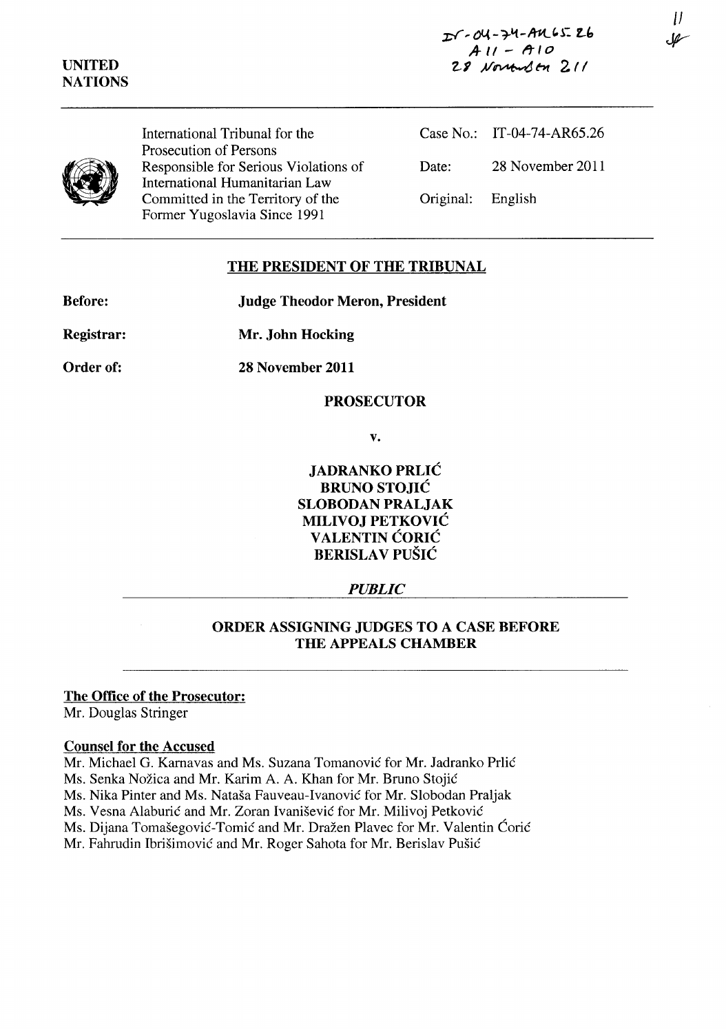IT-04-74-AR65.26
A11 - A10
28 November 2011

UNITED NATIONS

International Tribunal for the Prosecution of Persons Responsible for Serious Violations of International Humanitarian Law Committed in the Territory of the Former Yugoslavia Since 1991

| | |
|---|---|
| Case No.: | IT-04-74-AR65.26 |
| Date: | 28 November 2011 |
| Original: | English |

## THE PRESIDENT OF THE TRIBUNAL

**Before:** **Judge Theodor Meron, President**

**Registrar:** **Mr. John Hocking**

**Order of:** **28 November 2011**

**PROSECUTOR**

**v.**

**JADRANKO PRLIĆ**
**BRUNO STOJIĆ**
**SLOBODAN PRALJAK**
**MILIVOJ PETKOVIĆ**
**VALENTIN ĆORIĆ**
**BERISLAV PUŠIĆ**

***PUBLIC***

## ORDER ASSIGNING JUDGES TO A CASE BEFORE THE APPEALS CHAMBER

**The Office of the Prosecutor:**
Mr. Douglas Stringer

**Counsel for the Accused**
Mr. Michael G. Karnavas and Ms. Suzana Tomanović for Mr. Jadranko Prlić
Ms. Senka Nožica and Mr. Karim A. A. Khan for Mr. Bruno Stojić
Ms. Nika Pinter and Ms. Nataša Fauveau-Ivanović for Mr. Slobodan Praljak
Ms. Vesna Alaburić and Mr. Zoran Ivanišević for Mr. Milivoj Petković
Ms. Dijana Tomašegović-Tomić and Mr. Dražen Plavec for Mr. Valentin Ćorić
Mr. Fahrudin Ibrišimović and Mr. Roger Sahota for Mr. Berislav Pušić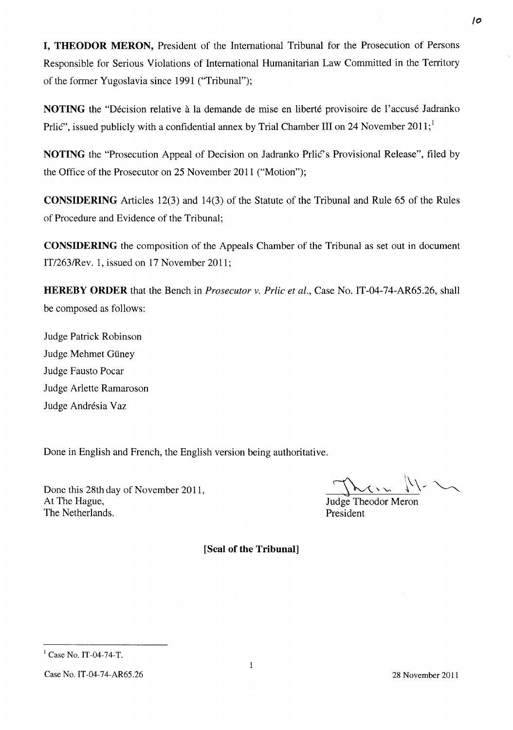**I, THEODOR MERON,** President of the International Tribunal for the Prosecution of Persons Responsible for Serious Violations of International Humanitarian Law Committed in the Territory of the former Yugoslavia since 1991 ("Tribunal");

**NOTING** the "Décision relative à la demande de mise en liberté provisoire de l'accusé Jadranko Prlić", issued publicly with a confidential annex by Trial Chamber III on 24 November 2011;[1]

**NOTING** the "Prosecution Appeal of Decision on Jadranko Prlić's Provisional Release", filed by the Office of the Prosecutor on 25 November 2011 ("Motion");

**CONSIDERING** Articles 12(3) and 14(3) of the Statute of the Tribunal and Rule 65 of the Rules of Procedure and Evidence of the Tribunal;

**CONSIDERING** the composition of the Appeals Chamber of the Tribunal as set out in document IT/263/Rev. 1, issued on 17 November 2011;

**HEREBY ORDER** that the Bench in *Prosecutor v. Prlic et al.*, Case No. IT-04-74-AR65.26, shall be composed as follows:

Judge Patrick Robinson
Judge Mehmet Güney
Judge Fausto Pocar
Judge Arlette Ramaroson
Judge Andrésia Vaz

Done in English and French, the English version being authoritative.

Done this 28th day of November 2011,
At The Hague,
The Netherlands.

Judge Theodor Meron
President

**[Seal of the Tribunal]**

[1] Case No. IT-04-74-T.